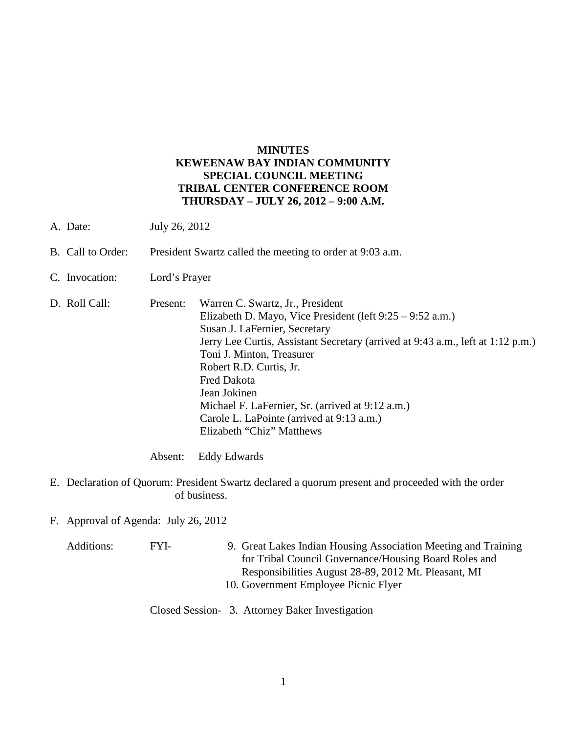# MINUTES
# KEWEENAW BAY INDIAN COMMUNITY
# SPECIAL COUNCIL MEETING
# TRIBAL CENTER CONFERENCE ROOM
# THURSDAY – JULY 26, 2012 – 9:00 A.M.

A. Date: July 26, 2012

B. Call to Order: President Swartz called the meeting to order at 9:03 a.m.

C. Invocation: Lord's Prayer

D. Roll Call:

Present:
- Warren C. Swartz, Jr., President
- Elizabeth D. Mayo, Vice President (left 9:25 – 9:52 a.m.)
- Susan J. LaFernier, Secretary
- Jerry Lee Curtis, Assistant Secretary (arrived at 9:43 a.m., left at 1:12 p.m.)
- Toni J. Minton, Treasurer
- Robert R.D. Curtis, Jr.
- Fred Dakota
- Jean Jokinen
- Michael F. LaFernier, Sr. (arrived at 9:12 a.m.)
- Carole L. LaPointe (arrived at 9:13 a.m.)
- Elizabeth "Chiz" Matthews

Absent: Eddy Edwards

E. Declaration of Quorum: President Swartz declared a quorum present and proceeded with the order of business.

F. Approval of Agenda: July 26, 2012

Additions:

FYI-
9. Great Lakes Indian Housing Association Meeting and Training for Tribal Council Governance/Housing Board Roles and Responsibilities August 28-89, 2012 Mt. Pleasant, MI
10. Government Employee Picnic Flyer

Closed Session-
3. Attorney Baker Investigation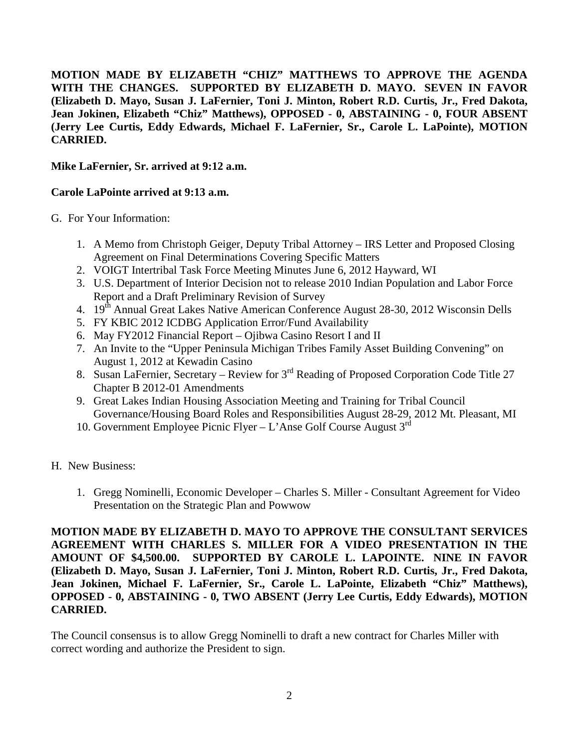**MOTION MADE BY ELIZABETH "CHIZ" MATTHEWS TO APPROVE THE AGENDA WITH THE CHANGES. SUPPORTED BY ELIZABETH D. MAYO. SEVEN IN FAVOR (Elizabeth D. Mayo, Susan J. LaFernier, Toni J. Minton, Robert R.D. Curtis, Jr., Fred Dakota, Jean Jokinen, Elizabeth "Chiz" Matthews), OPPOSED - 0, ABSTAINING - 0, FOUR ABSENT (Jerry Lee Curtis, Eddy Edwards, Michael F. LaFernier, Sr., Carole L. LaPointe), MOTION CARRIED.**

**Mike LaFernier, Sr. arrived at 9:12 a.m.**

**Carole LaPointe arrived at 9:13 a.m.**

G. For Your Information:

1. A Memo from Christoph Geiger, Deputy Tribal Attorney – IRS Letter and Proposed Closing Agreement on Final Determinations Covering Specific Matters
2. VOIGT Intertribal Task Force Meeting Minutes June 6, 2012 Hayward, WI
3. U.S. Department of Interior Decision not to release 2010 Indian Population and Labor Force Report and a Draft Preliminary Revision of Survey
4. 19th Annual Great Lakes Native American Conference August 28-30, 2012 Wisconsin Dells
5. FY KBIC 2012 ICDBG Application Error/Fund Availability
6. May FY2012 Financial Report – Ojibwa Casino Resort I and II
7. An Invite to the "Upper Peninsula Michigan Tribes Family Asset Building Convening" on August 1, 2012 at Kewadin Casino
8. Susan LaFernier, Secretary – Review for 3rd Reading of Proposed Corporation Code Title 27 Chapter B 2012-01 Amendments
9. Great Lakes Indian Housing Association Meeting and Training for Tribal Council Governance/Housing Board Roles and Responsibilities August 28-29, 2012 Mt. Pleasant, MI
10. Government Employee Picnic Flyer – L'Anse Golf Course August 3rd

H. New Business:

1. Gregg Nominelli, Economic Developer – Charles S. Miller - Consultant Agreement for Video Presentation on the Strategic Plan and Powwow

**MOTION MADE BY ELIZABETH D. MAYO TO APPROVE THE CONSULTANT SERVICES AGREEMENT WITH CHARLES S. MILLER FOR A VIDEO PRESENTATION IN THE AMOUNT OF $4,500.00. SUPPORTED BY CAROLE L. LAPOINTE. NINE IN FAVOR (Elizabeth D. Mayo, Susan J. LaFernier, Toni J. Minton, Robert R.D. Curtis, Jr., Fred Dakota, Jean Jokinen, Michael F. LaFernier, Sr., Carole L. LaPointe, Elizabeth "Chiz" Matthews), OPPOSED - 0, ABSTAINING - 0, TWO ABSENT (Jerry Lee Curtis, Eddy Edwards), MOTION CARRIED.**

The Council consensus is to allow Gregg Nominelli to draft a new contract for Charles Miller with correct wording and authorize the President to sign.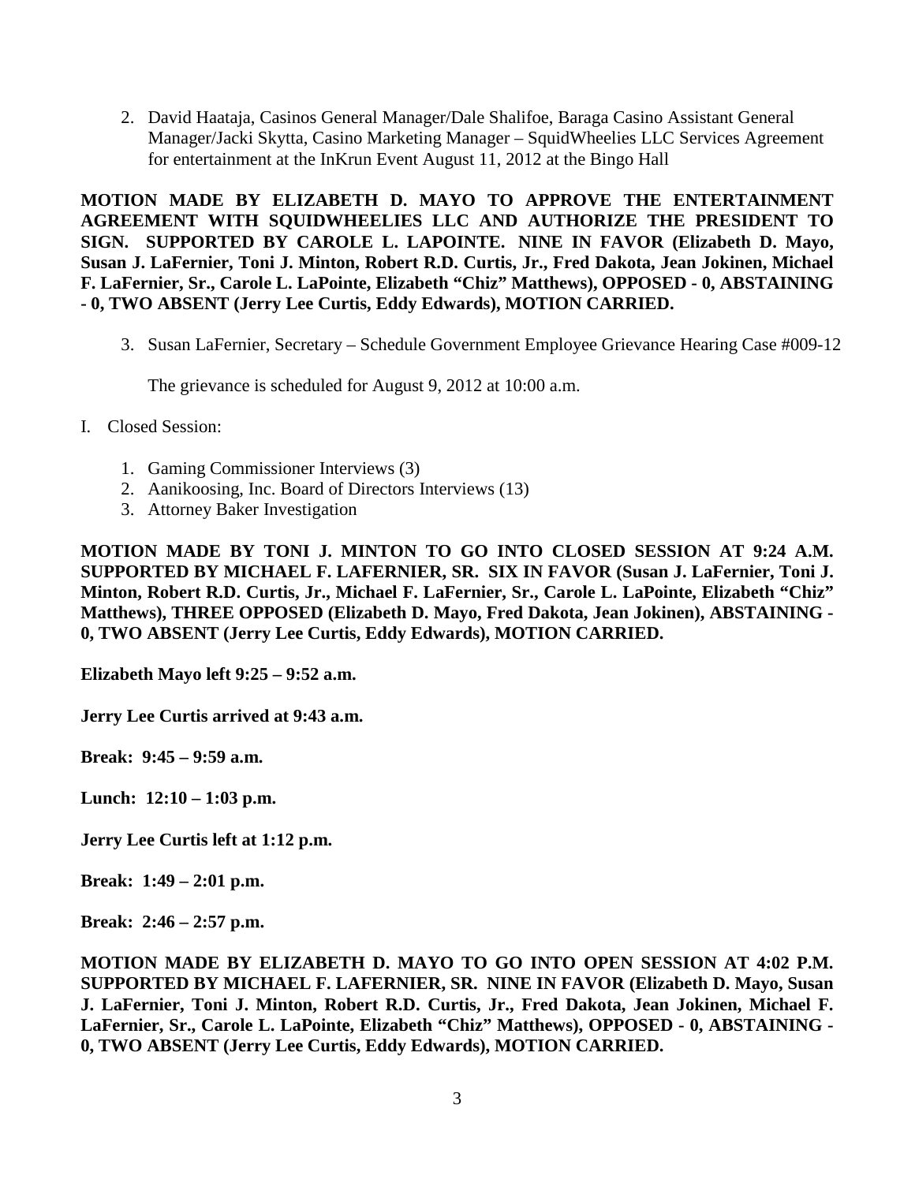2. David Haataja, Casinos General Manager/Dale Shalifoe, Baraga Casino Assistant General Manager/Jacki Skytta, Casino Marketing Manager – SquidWheelies LLC Services Agreement for entertainment at the InKrun Event August 11, 2012 at the Bingo Hall

**MOTION MADE BY ELIZABETH D. MAYO TO APPROVE THE ENTERTAINMENT AGREEMENT WITH SQUIDWHEELIES LLC AND AUTHORIZE THE PRESIDENT TO SIGN. SUPPORTED BY CAROLE L. LAPOINTE. NINE IN FAVOR (Elizabeth D. Mayo, Susan J. LaFernier, Toni J. Minton, Robert R.D. Curtis, Jr., Fred Dakota, Jean Jokinen, Michael F. LaFernier, Sr., Carole L. LaPointe, Elizabeth "Chiz" Matthews), OPPOSED - 0, ABSTAINING - 0, TWO ABSENT (Jerry Lee Curtis, Eddy Edwards), MOTION CARRIED.**

3. Susan LaFernier, Secretary – Schedule Government Employee Grievance Hearing Case #009-12

   The grievance is scheduled for August 9, 2012 at 10:00 a.m.

I. Closed Session:

1. Gaming Commissioner Interviews (3)
2. Aanikoosing, Inc. Board of Directors Interviews (13)
3. Attorney Baker Investigation

**MOTION MADE BY TONI J. MINTON TO GO INTO CLOSED SESSION AT 9:24 A.M. SUPPORTED BY MICHAEL F. LAFERNIER, SR. SIX IN FAVOR (Susan J. LaFernier, Toni J. Minton, Robert R.D. Curtis, Jr., Michael F. LaFernier, Sr., Carole L. LaPointe, Elizabeth "Chiz" Matthews), THREE OPPOSED (Elizabeth D. Mayo, Fred Dakota, Jean Jokinen), ABSTAINING - 0, TWO ABSENT (Jerry Lee Curtis, Eddy Edwards), MOTION CARRIED.**

**Elizabeth Mayo left 9:25 – 9:52 a.m.**

**Jerry Lee Curtis arrived at 9:43 a.m.**

**Break: 9:45 – 9:59 a.m.**

**Lunch: 12:10 – 1:03 p.m.**

**Jerry Lee Curtis left at 1:12 p.m.**

**Break: 1:49 – 2:01 p.m.**

**Break: 2:46 – 2:57 p.m.**

**MOTION MADE BY ELIZABETH D. MAYO TO GO INTO OPEN SESSION AT 4:02 P.M. SUPPORTED BY MICHAEL F. LAFERNIER, SR. NINE IN FAVOR (Elizabeth D. Mayo, Susan J. LaFernier, Toni J. Minton, Robert R.D. Curtis, Jr., Fred Dakota, Jean Jokinen, Michael F. LaFernier, Sr., Carole L. LaPointe, Elizabeth "Chiz" Matthews), OPPOSED - 0, ABSTAINING - 0, TWO ABSENT (Jerry Lee Curtis, Eddy Edwards), MOTION CARRIED.**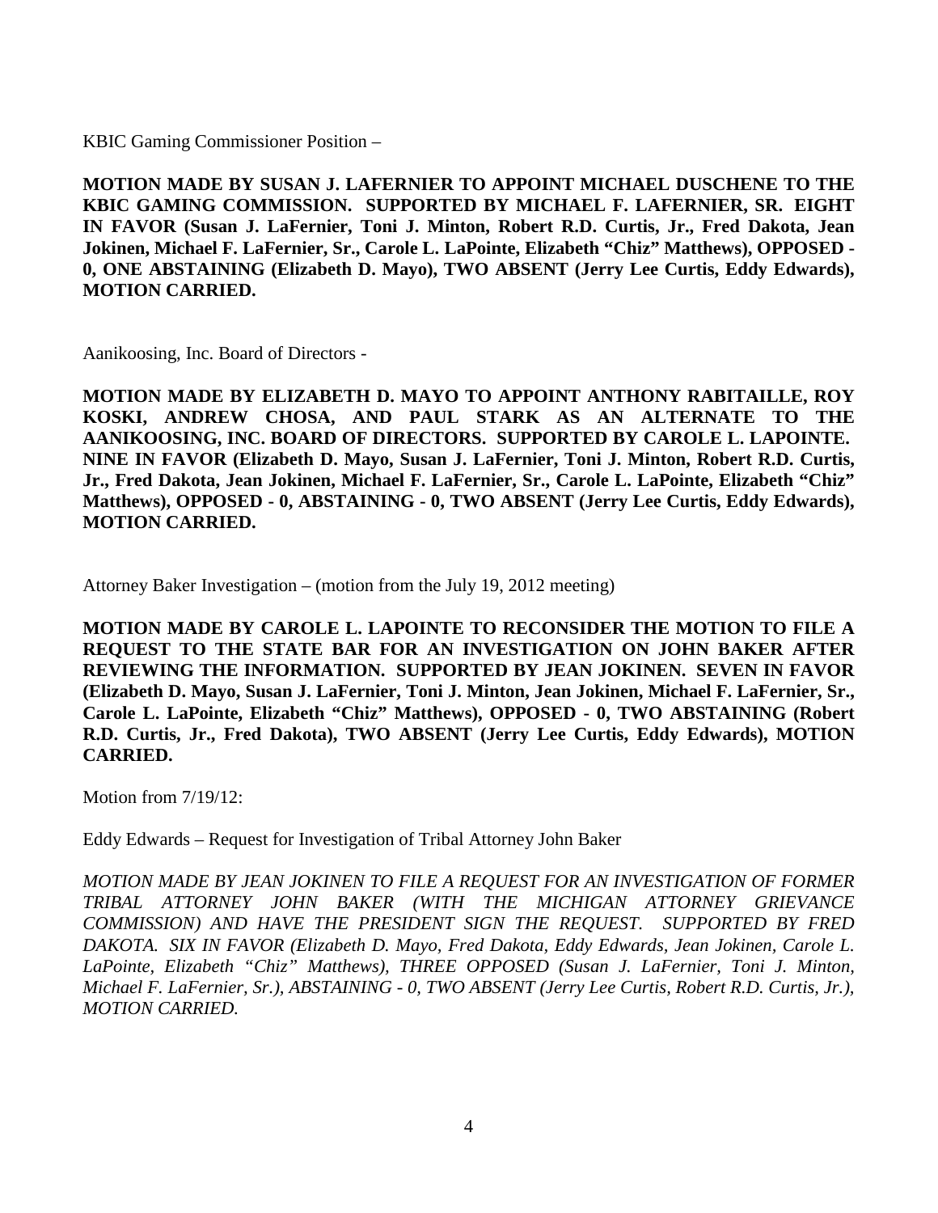KBIC Gaming Commissioner Position –

**MOTION MADE BY SUSAN J. LAFERNIER TO APPOINT MICHAEL DUSCHENE TO THE KBIC GAMING COMMISSION. SUPPORTED BY MICHAEL F. LAFERNIER, SR. EIGHT IN FAVOR (Susan J. LaFernier, Toni J. Minton, Robert R.D. Curtis, Jr., Fred Dakota, Jean Jokinen, Michael F. LaFernier, Sr., Carole L. LaPointe, Elizabeth "Chiz" Matthews), OPPOSED - 0, ONE ABSTAINING (Elizabeth D. Mayo), TWO ABSENT (Jerry Lee Curtis, Eddy Edwards), MOTION CARRIED.**

Aanikoosing, Inc. Board of Directors -

**MOTION MADE BY ELIZABETH D. MAYO TO APPOINT ANTHONY RABITAILLE, ROY KOSKI, ANDREW CHOSA, AND PAUL STARK AS AN ALTERNATE TO THE AANIKOOSING, INC. BOARD OF DIRECTORS. SUPPORTED BY CAROLE L. LAPOINTE. NINE IN FAVOR (Elizabeth D. Mayo, Susan J. LaFernier, Toni J. Minton, Robert R.D. Curtis, Jr., Fred Dakota, Jean Jokinen, Michael F. LaFernier, Sr., Carole L. LaPointe, Elizabeth "Chiz" Matthews), OPPOSED - 0, ABSTAINING - 0, TWO ABSENT (Jerry Lee Curtis, Eddy Edwards), MOTION CARRIED.**

Attorney Baker Investigation – (motion from the July 19, 2012 meeting)

**MOTION MADE BY CAROLE L. LAPOINTE TO RECONSIDER THE MOTION TO FILE A REQUEST TO THE STATE BAR FOR AN INVESTIGATION ON JOHN BAKER AFTER REVIEWING THE INFORMATION. SUPPORTED BY JEAN JOKINEN. SEVEN IN FAVOR (Elizabeth D. Mayo, Susan J. LaFernier, Toni J. Minton, Jean Jokinen, Michael F. LaFernier, Sr., Carole L. LaPointe, Elizabeth "Chiz" Matthews), OPPOSED - 0, TWO ABSTAINING (Robert R.D. Curtis, Jr., Fred Dakota), TWO ABSENT (Jerry Lee Curtis, Eddy Edwards), MOTION CARRIED.**

Motion from 7/19/12:

Eddy Edwards – Request for Investigation of Tribal Attorney John Baker

*MOTION MADE BY JEAN JOKINEN TO FILE A REQUEST FOR AN INVESTIGATION OF FORMER TRIBAL ATTORNEY JOHN BAKER (WITH THE MICHIGAN ATTORNEY GRIEVANCE COMMISSION) AND HAVE THE PRESIDENT SIGN THE REQUEST. SUPPORTED BY FRED DAKOTA. SIX IN FAVOR (Elizabeth D. Mayo, Fred Dakota, Eddy Edwards, Jean Jokinen, Carole L. LaPointe, Elizabeth "Chiz" Matthews), THREE OPPOSED (Susan J. LaFernier, Toni J. Minton, Michael F. LaFernier, Sr.), ABSTAINING - 0, TWO ABSENT (Jerry Lee Curtis, Robert R.D. Curtis, Jr.), MOTION CARRIED.*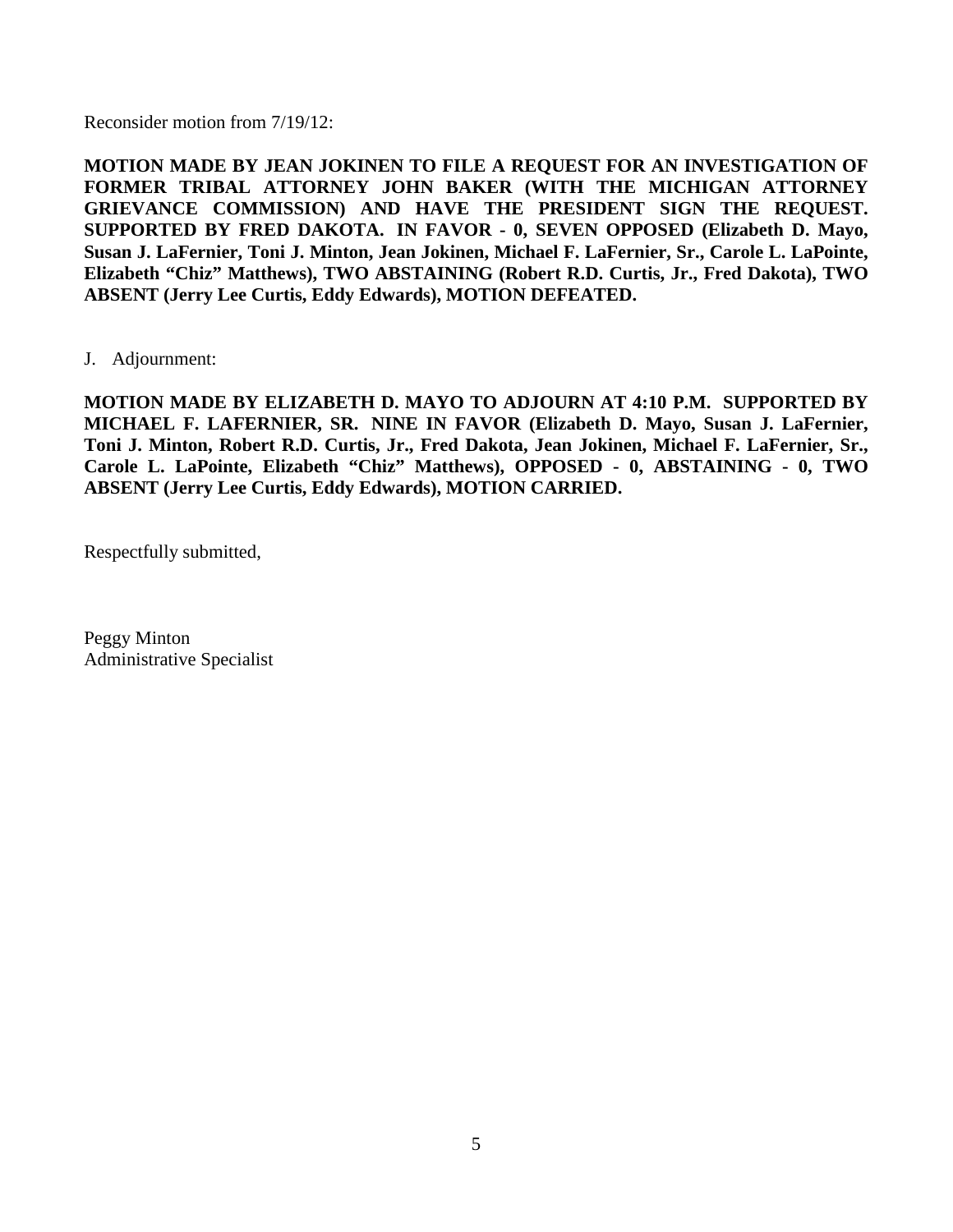Reconsider motion from 7/19/12:

**MOTION MADE BY JEAN JOKINEN TO FILE A REQUEST FOR AN INVESTIGATION OF FORMER TRIBAL ATTORNEY JOHN BAKER (WITH THE MICHIGAN ATTORNEY GRIEVANCE COMMISSION) AND HAVE THE PRESIDENT SIGN THE REQUEST. SUPPORTED BY FRED DAKOTA. IN FAVOR - 0, SEVEN OPPOSED (Elizabeth D. Mayo, Susan J. LaFernier, Toni J. Minton, Jean Jokinen, Michael F. LaFernier, Sr., Carole L. LaPointe, Elizabeth "Chiz" Matthews), TWO ABSTAINING (Robert R.D. Curtis, Jr., Fred Dakota), TWO ABSENT (Jerry Lee Curtis, Eddy Edwards), MOTION DEFEATED.**

J. Adjournment:

**MOTION MADE BY ELIZABETH D. MAYO TO ADJOURN AT 4:10 P.M. SUPPORTED BY MICHAEL F. LAFERNIER, SR. NINE IN FAVOR (Elizabeth D. Mayo, Susan J. LaFernier, Toni J. Minton, Robert R.D. Curtis, Jr., Fred Dakota, Jean Jokinen, Michael F. LaFernier, Sr., Carole L. LaPointe, Elizabeth "Chiz" Matthews), OPPOSED - 0, ABSTAINING - 0, TWO ABSENT (Jerry Lee Curtis, Eddy Edwards), MOTION CARRIED.**

Respectfully submitted,

Peggy Minton
Administrative Specialist